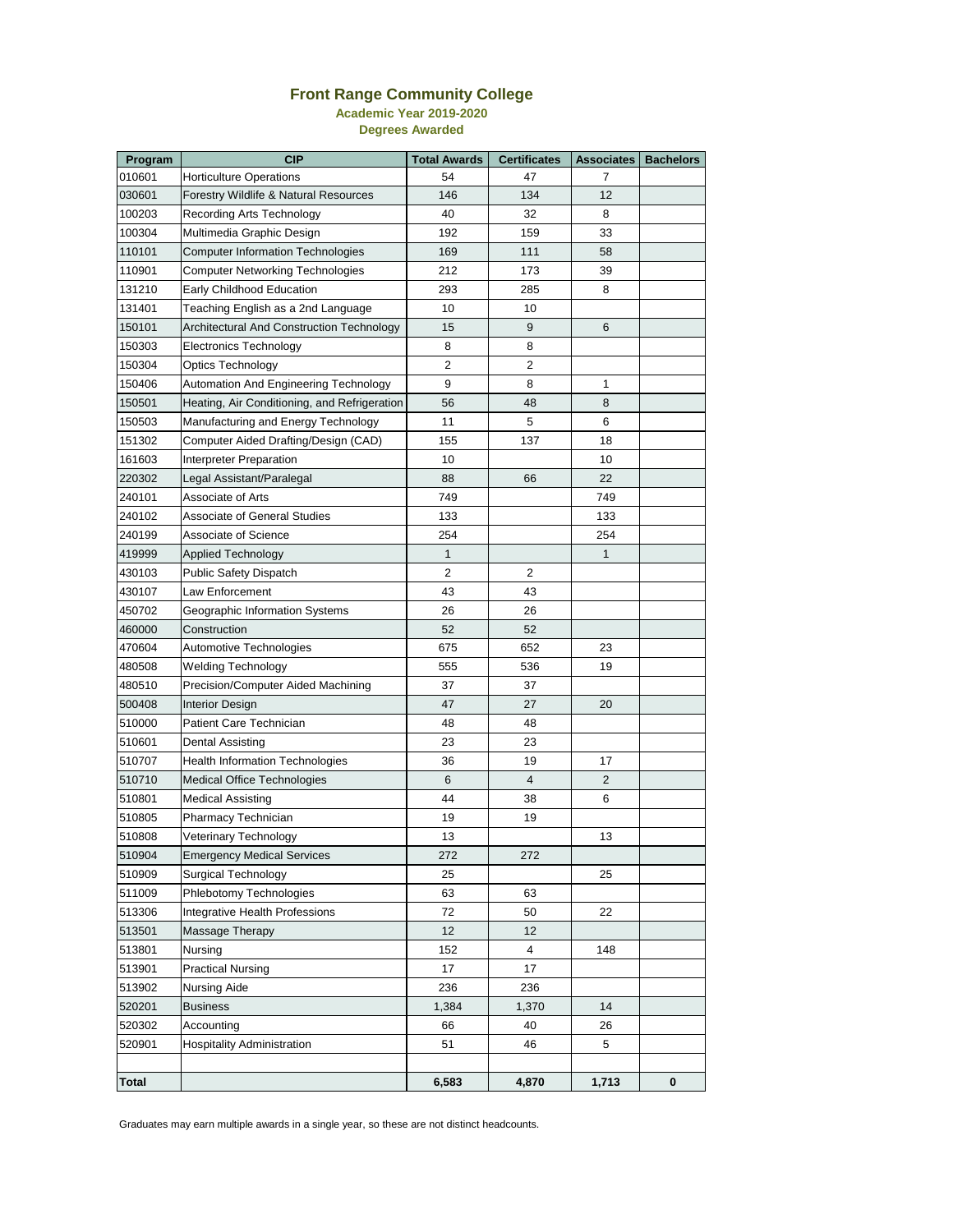# Front Range Community College

## Academic Year 2019-2020

### Degrees Awarded

| Program | CIP | Total Awards | Certificates | Associates | Bachelors |
|---|---|---|---|---|---|
| 010601 | Horticulture Operations | 54 | 47 | 7 | |
| 030601 | Forestry Wildlife & Natural Resources | 146 | 134 | 12 | |
| 100203 | Recording Arts Technology | 40 | 32 | 8 | |
| 100304 | Multimedia Graphic Design | 192 | 159 | 33 | |
| 110101 | Computer Information Technologies | 169 | 111 | 58 | |
| 110901 | Computer Networking Technologies | 212 | 173 | 39 | |
| 131210 | Early Childhood Education | 293 | 285 | 8 | |
| 131401 | Teaching English as a 2nd Language | 10 | 10 | | |
| 150101 | Architectural And Construction Technology | 15 | 9 | 6 | |
| 150303 | Electronics Technology | 8 | 8 | | |
| 150304 | Optics Technology | 2 | 2 | | |
| 150406 | Automation And Engineering Technology | 9 | 8 | 1 | |
| 150501 | Heating, Air Conditioning, and Refrigeration | 56 | 48 | 8 | |
| 150503 | Manufacturing and Energy Technology | 11 | 5 | 6 | |
| 151302 | Computer Aided Drafting/Design (CAD) | 155 | 137 | 18 | |
| 161603 | Interpreter Preparation | 10 | | 10 | |
| 220302 | Legal Assistant/Paralegal | 88 | 66 | 22 | |
| 240101 | Associate of Arts | 749 | | 749 | |
| 240102 | Associate of General Studies | 133 | | 133 | |
| 240199 | Associate of Science | 254 | | 254 | |
| 419999 | Applied Technology | 1 | | 1 | |
| 430103 | Public Safety Dispatch | 2 | 2 | | |
| 430107 | Law Enforcement | 43 | 43 | | |
| 450702 | Geographic Information Systems | 26 | 26 | | |
| 460000 | Construction | 52 | 52 | | |
| 470604 | Automotive Technologies | 675 | 652 | 23 | |
| 480508 | Welding Technology | 555 | 536 | 19 | |
| 480510 | Precision/Computer Aided Machining | 37 | 37 | | |
| 500408 | Interior Design | 47 | 27 | 20 | |
| 510000 | Patient Care Technician | 48 | 48 | | |
| 510601 | Dental Assisting | 23 | 23 | | |
| 510707 | Health Information Technologies | 36 | 19 | 17 | |
| 510710 | Medical Office Technologies | 6 | 4 | 2 | |
| 510801 | Medical Assisting | 44 | 38 | 6 | |
| 510805 | Pharmacy Technician | 19 | 19 | | |
| 510808 | Veterinary Technology | 13 | | 13 | |
| 510904 | Emergency Medical Services | 272 | 272 | | |
| 510909 | Surgical Technology | 25 | | 25 | |
| 511009 | Phlebotomy Technologies | 63 | 63 | | |
| 513306 | Integrative Health Professions | 72 | 50 | 22 | |
| 513501 | Massage Therapy | 12 | 12 | | |
| 513801 | Nursing | 152 | 4 | 148 | |
| 513901 | Practical Nursing | 17 | 17 | | |
| 513902 | Nursing Aide | 236 | 236 | | |
| 520201 | Business | 1,384 | 1,370 | 14 | |
| 520302 | Accounting | 66 | 40 | 26 | |
| 520901 | Hospitality Administration | 51 | 46 | 5 | |
| | | | | | |
| **Total** | | **6,583** | **4,870** | **1,713** | **0** |

Graduates may earn multiple awards in a single year, so these are not distinct headcounts.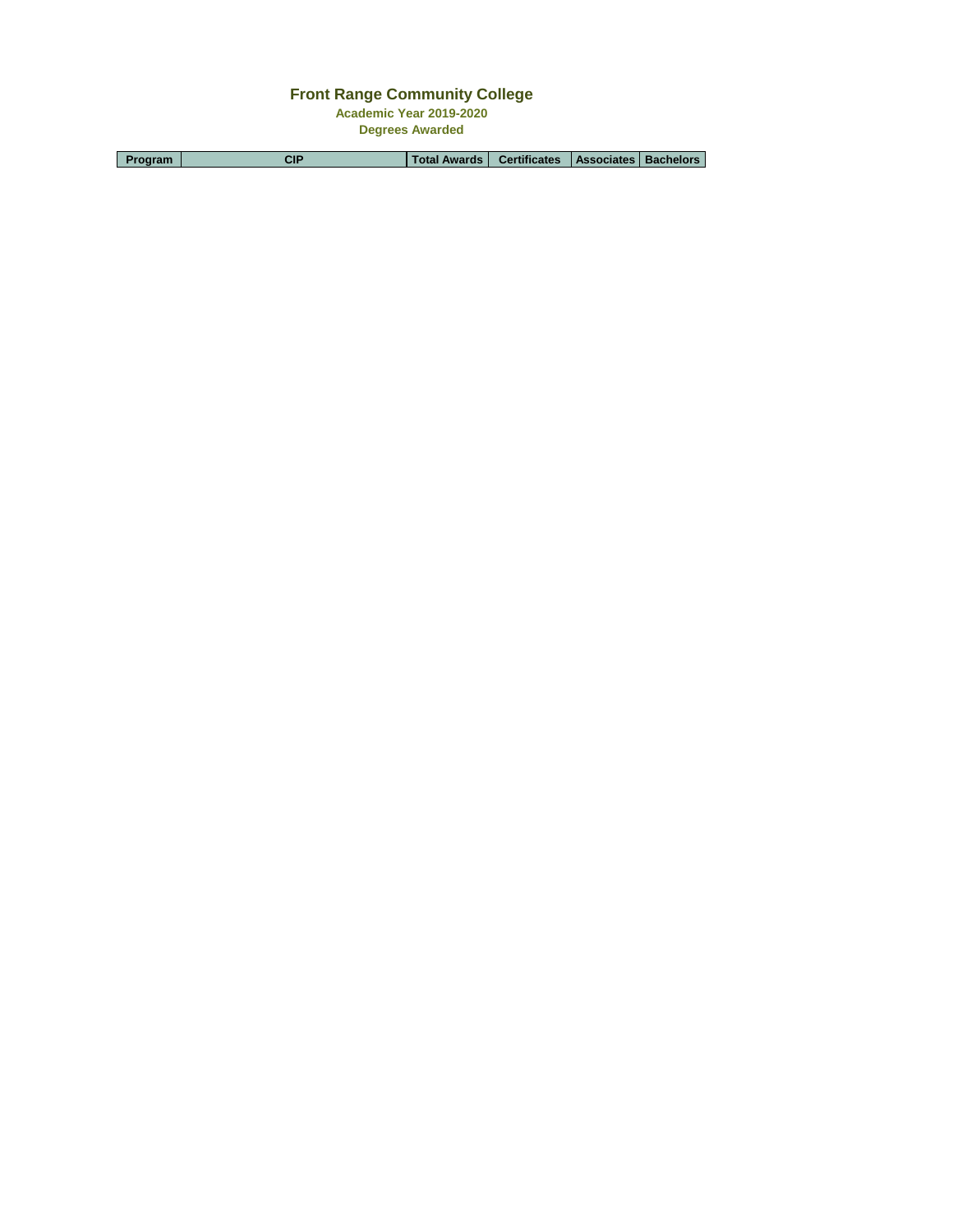# Front Range Community College

**Academic Year 2019-2020**

**Degrees Awarded**

| Program | CIP | Total Awards | Certificates | Associates | Bachelors |
|---|---|---|---|---|---|